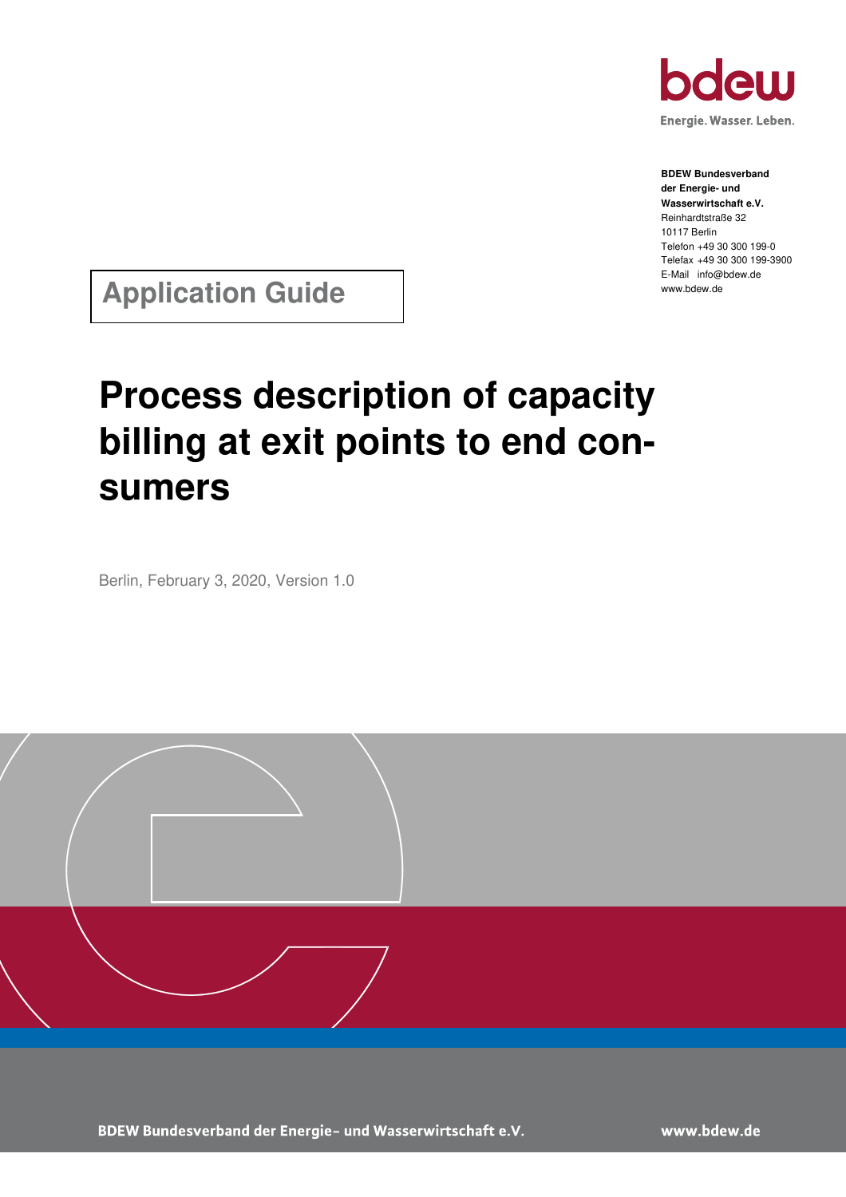bdew

Energie. Wasser. Leben.

**BDEW Bundesverband der Energie- und Wasserwirtschaft e.V.**
Reinhardtstraße 32
10117 Berlin
Telefon +49 30 300 199-0
Telefax +49 30 300 199-3900
E-Mail info@bdew.de
www.bdew.de

**Application Guide**

# Process description of capacity billing at exit points to end consumers

Berlin, February 3, 2020, Version 1.0

BDEW Bundesverband der Energie- und Wasserwirtschaft e.V. www.bdew.de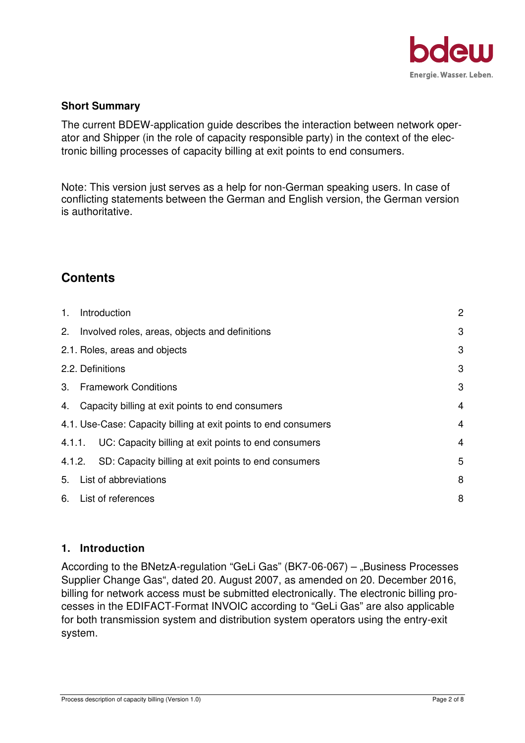**Short Summary**

The current BDEW-application guide describes the interaction between network operator and Shipper (in the role of capacity responsible party) in the context of the electronic billing processes of capacity billing at exit points to end consumers.

Note: This version just serves as a help for non-German speaking users. In case of conflicting statements between the German and English version, the German version is authoritative.

## Contents

| | |
|---|---|
| 1. Introduction | 2 |
| 2. Involved roles, areas, objects and definitions | 3 |
| 2.1. Roles, areas and objects | 3 |
| 2.2. Definitions | 3 |
| 3. Framework Conditions | 3 |
| 4. Capacity billing at exit points to end consumers | 4 |
| 4.1. Use-Case: Capacity billing at exit points to end consumers | 4 |
| 4.1.1. UC: Capacity billing at exit points to end consumers | 4 |
| 4.1.2. SD: Capacity billing at exit points to end consumers | 5 |
| 5. List of abbreviations | 8 |
| 6. List of references | 8 |

## 1. Introduction

According to the BNetzA-regulation "GeLi Gas" (BK7-06-067) – „Business Processes Supplier Change Gas", dated 20. August 2007, as amended on 20. December 2016, billing for network access must be submitted electronically. The electronic billing processes in the EDIFACT-Format INVOIC according to "GeLi Gas" are also applicable for both transmission system and distribution system operators using the entry-exit system.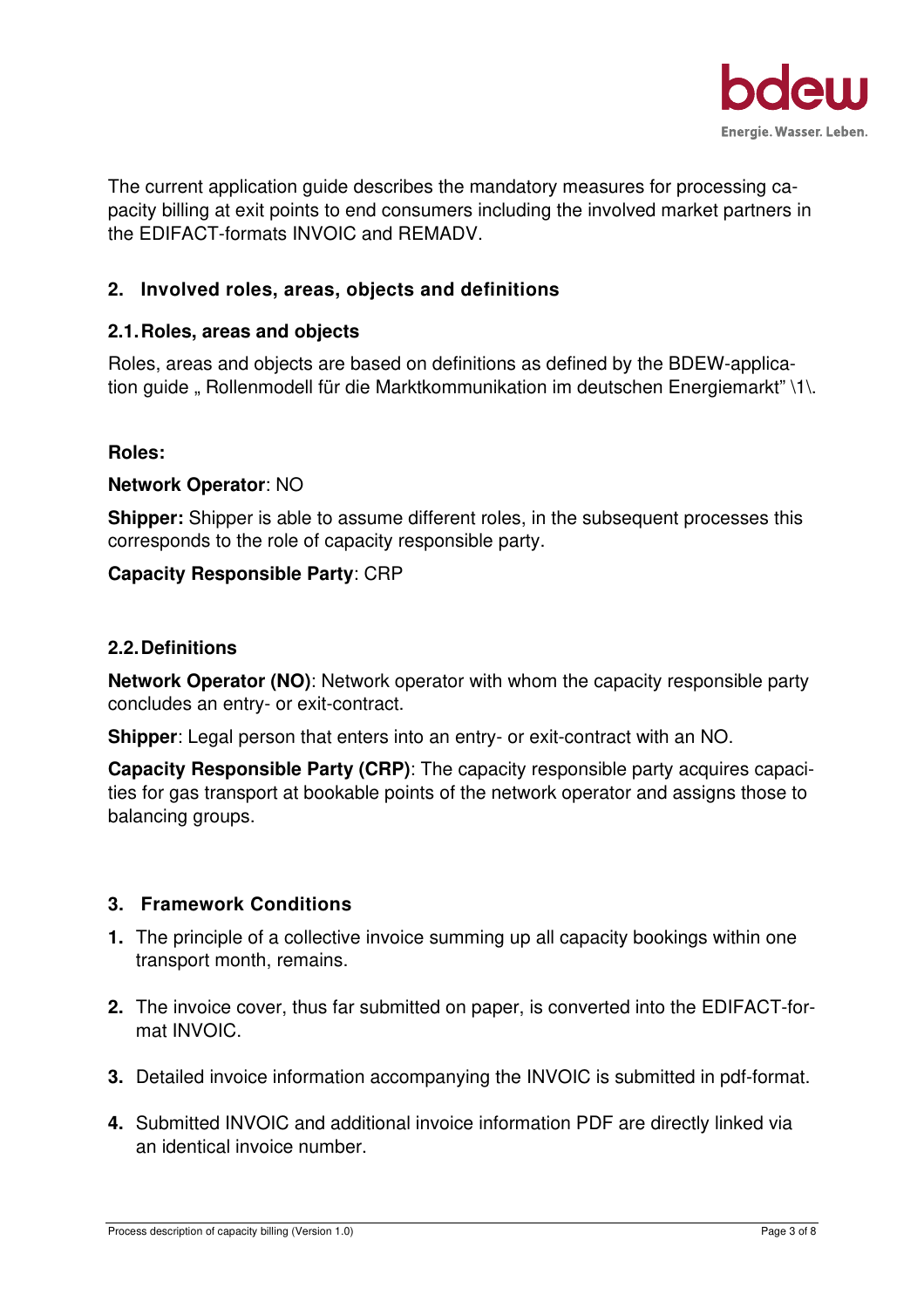The current application guide describes the mandatory measures for processing capacity billing at exit points to end consumers including the involved market partners in the EDIFACT-formats INVOIC and REMADV.

## 2. Involved roles, areas, objects and definitions

### 2.1. Roles, areas and objects

Roles, areas and objects are based on definitions as defined by the BDEW-application guide „ Rollenmodell für die Marktkommunikation im deutschen Energiemarkt" \1\.

**Roles:**

**Network Operator**: NO

**Shipper:** Shipper is able to assume different roles, in the subsequent processes this corresponds to the role of capacity responsible party.

**Capacity Responsible Party**: CRP

### 2.2. Definitions

**Network Operator (NO)**: Network operator with whom the capacity responsible party concludes an entry- or exit-contract.

**Shipper**: Legal person that enters into an entry- or exit-contract with an NO.

**Capacity Responsible Party (CRP)**: The capacity responsible party acquires capacities for gas transport at bookable points of the network operator and assigns those to balancing groups.

## 3. Framework Conditions

1. The principle of a collective invoice summing up all capacity bookings within one transport month, remains.

2. The invoice cover, thus far submitted on paper, is converted into the EDIFACT-format INVOIC.

3. Detailed invoice information accompanying the INVOIC is submitted in pdf-format.

4. Submitted INVOIC and additional invoice information PDF are directly linked via an identical invoice number.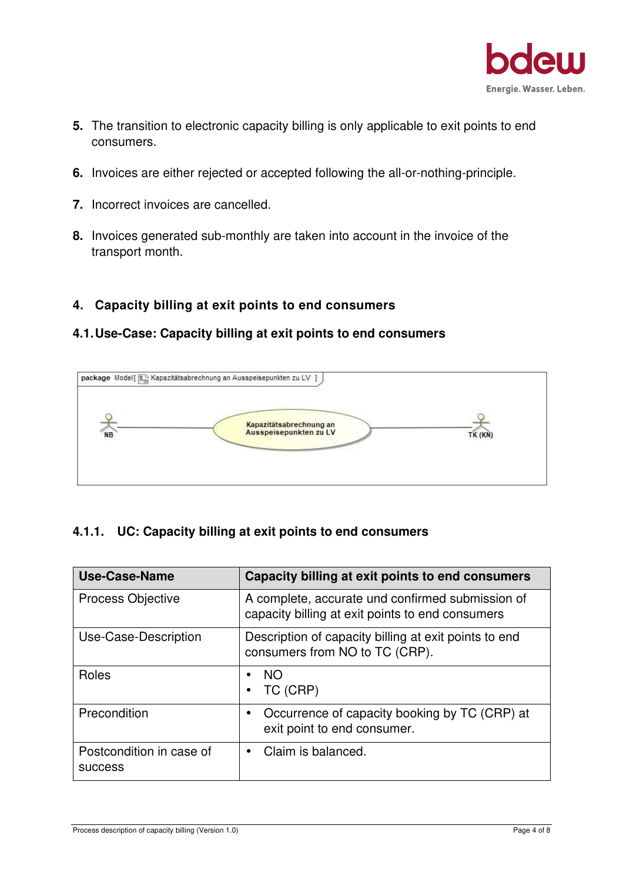5. The transition to electronic capacity billing is only applicable to exit points to end consumers.

6. Invoices are either rejected or accepted following the all-or-nothing-principle.

7. Incorrect invoices are cancelled.

8. Invoices generated sub-monthly are taken into account in the invoice of the transport month.

## 4. Capacity billing at exit points to end consumers

### 4.1. Use-Case: Capacity billing at exit points to end consumers

package Model[ Kapazitätsabrechnung an Ausspeisepunkten zu LV ]

NB — Kapazitätsabrechnung an Ausspeisepunkten zu LV — TK (KN)

#### 4.1.1. UC: Capacity billing at exit points to end consumers

| Use-Case-Name | Capacity billing at exit points to end consumers |
|---|---|
| Process Objective | A complete, accurate und confirmed submission of capacity billing at exit points to end consumers |
| Use-Case-Description | Description of capacity billing at exit points to end consumers from NO to TC (CRP). |
| Roles | • NO<br>• TC (CRP) |
| Precondition | • Occurrence of capacity booking by TC (CRP) at exit point to end consumer. |
| Postcondition in case of success | • Claim is balanced. |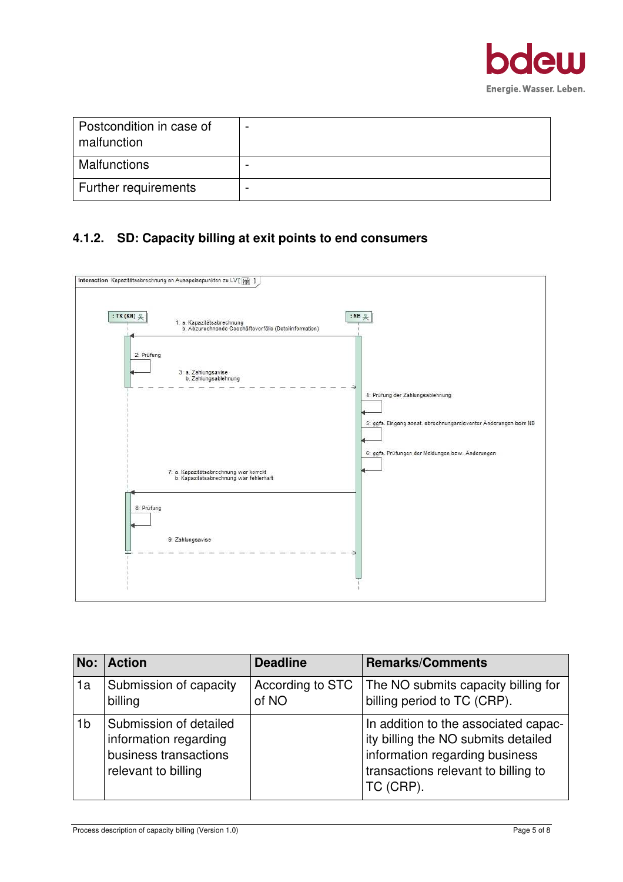| Postcondition in case of malfunction | - |
|---|---|
| Malfunctions | - |
| Further requirements | - |

### 4.1.2. SD: Capacity billing at exit points to end consumers

interaction Kapazitätsabrechnung an Ausspeisepunkten zu LV

: TK (KN)

: NB

1: a. Kapazitätsabrechnung
b. Abzurechnende Geschäftsvorfälle (Detailinformation)

2: Prüfung

3: a. Zahlungsavise
b. Zahlungsablehnung

4: Prüfung der Zahlungsablehnung

5: ggfs. Eingang sonst. abrechnungsrelevanter Änderungen beim NB

6: ggfs. Prüfungen der Meldungen bzw. Änderungen

7: a. Kapazitätsabrechnung war korrekt
b. Kapazitätsabrechnung war fehlerhaft

8: Prüfung

9: Zahlungsavise

| No: | Action | Deadline | Remarks/Comments |
|---|---|---|---|
| 1a | Submission of capacity billing | According to STC of NO | The NO submits capacity billing for billing period to TC (CRP). |
| 1b | Submission of detailed information regarding business transactions relevant to billing | | In addition to the associated capacity billing the NO submits detailed information regarding business transactions relevant to billing to TC (CRP). |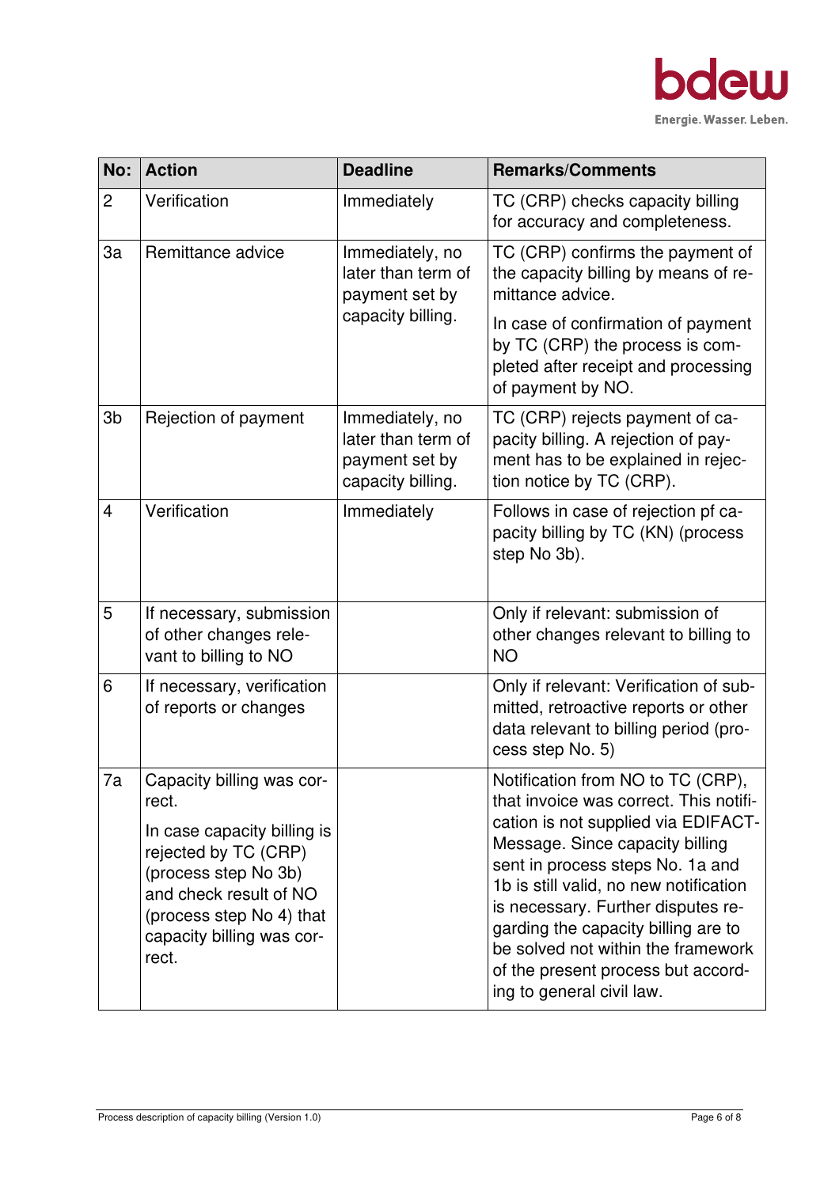| No: | Action | Deadline | Remarks/Comments |
| --- | --- | --- | --- |
| 2 | Verification | Immediately | TC (CRP) checks capacity billing for accuracy and completeness. |
| 3a | Remittance advice | Immediately, no later than term of payment set by capacity billing. | TC (CRP) confirms the payment of the capacity billing by means of remittance advice.<br><br>In case of confirmation of payment by TC (CRP) the process is completed after receipt and processing of payment by NO. |
| 3b | Rejection of payment | Immediately, no later than term of payment set by capacity billing. | TC (CRP) rejects payment of capacity billing. A rejection of payment has to be explained in rejection notice by TC (CRP). |
| 4 | Verification | Immediately | Follows in case of rejection pf capacity billing by TC (KN) (process step No 3b). |
| 5 | If necessary, submission of other changes relevant to billing to NO | | Only if relevant: submission of other changes relevant to billing to NO |
| 6 | If necessary, verification of reports or changes | | Only if relevant: Verification of submitted, retroactive reports or other data relevant to billing period (process step No. 5) |
| 7a | Capacity billing was correct.<br><br>In case capacity billing is rejected by TC (CRP) (process step No 3b) and check result of NO (process step No 4) that capacity billing was correct. | | Notification from NO to TC (CRP), that invoice was correct. This notification is not supplied via EDIFACT-Message. Since capacity billing sent in process steps No. 1a and 1b is still valid, no new notification is necessary. Further disputes regarding the capacity billing are to be solved not within the framework of the present process but according to general civil law. |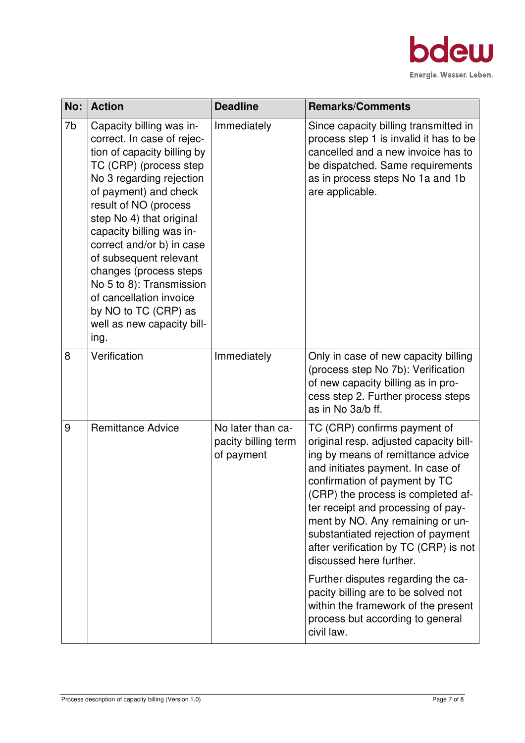| No: | Action | Deadline | Remarks/Comments |
|---|---|---|---|
| 7b | Capacity billing was incorrect. In case of rejection of capacity billing by TC (CRP) (process step No 3 regarding rejection of payment) and check result of NO (process step No 4) that original capacity billing was incorrect and/or b) in case of subsequent relevant changes (process steps No 5 to 8): Transmission of cancellation invoice by NO to TC (CRP) as well as new capacity billing. | Immediately | Since capacity billing transmitted in process step 1 is invalid it has to be cancelled and a new invoice has to be dispatched. Same requirements as in process steps No 1a and 1b are applicable. |
| 8 | Verification | Immediately | Only in case of new capacity billing (process step No 7b): Verification of new capacity billing as in process step 2. Further process steps as in No 3a/b ff. |
| 9 | Remittance Advice | No later than capacity billing term of payment | TC (CRP) confirms payment of original resp. adjusted capacity billing by means of remittance advice and initiates payment. In case of confirmation of payment by TC (CRP) the process is completed after receipt and processing of payment by NO. Any remaining or unsubstantiated rejection of payment after verification by TC (CRP) is not discussed here further.<br><br>Further disputes regarding the capacity billing are to be solved not within the framework of the present process but according to general civil law. |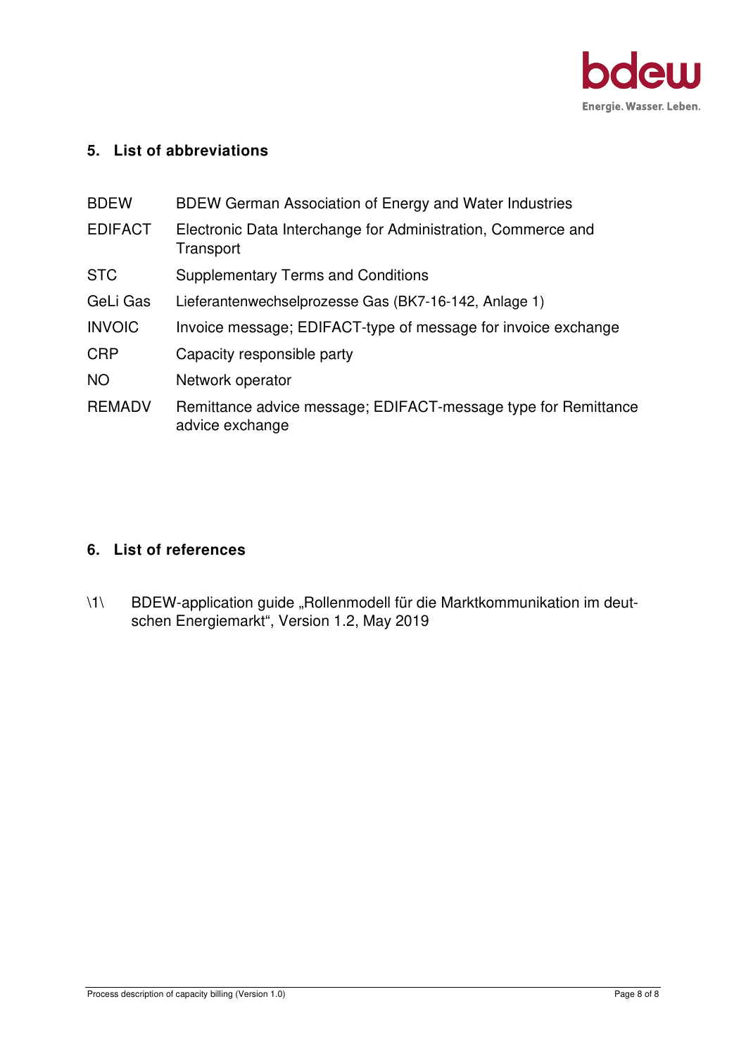## 5. List of abbreviations

| | |
|---|---|
| BDEW | BDEW German Association of Energy and Water Industries |
| EDIFACT | Electronic Data Interchange for Administration, Commerce and Transport |
| STC | Supplementary Terms and Conditions |
| GeLi Gas | Lieferantenwechselprozesse Gas (BK7-16-142, Anlage 1) |
| INVOIC | Invoice message; EDIFACT-type of message for invoice exchange |
| CRP | Capacity responsible party |
| NO | Network operator |
| REMADV | Remittance advice message; EDIFACT-message type for Remittance advice exchange |

## 6. List of references

\1\ BDEW-application guide „Rollenmodell für die Marktkommunikation im deutschen Energiemarkt", Version 1.2, May 2019